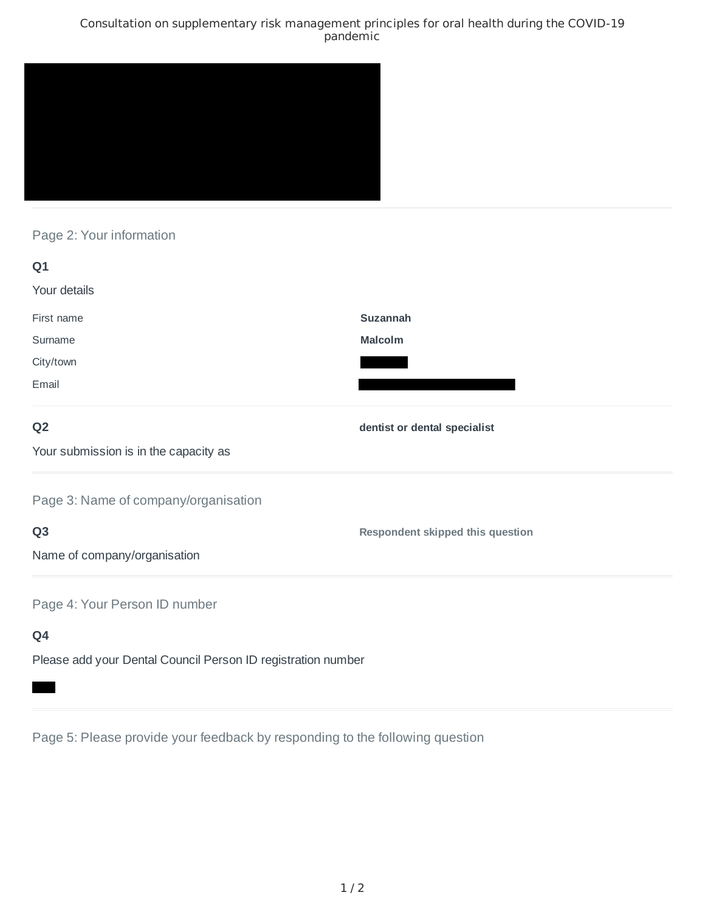Consultation on supplementary risk management principles for oral health during the COVID-19 pandemic

## Page 2: Your information

**Q1**

Your details

| | |
|---|---|
| First name | **Suzannah** |
| Surname | **Malcolm** |
| City/town | |
| Email | |

**Q2**

Your submission is in the capacity as

**dentist or dental specialist**

## Page 3: Name of company/organisation

**Q3**

Name of company/organisation

**Respondent skipped this question**

## Page 4: Your Person ID number

**Q4**

Please add your Dental Council Person ID registration number

## Page 5: Please provide your feedback by responding to the following question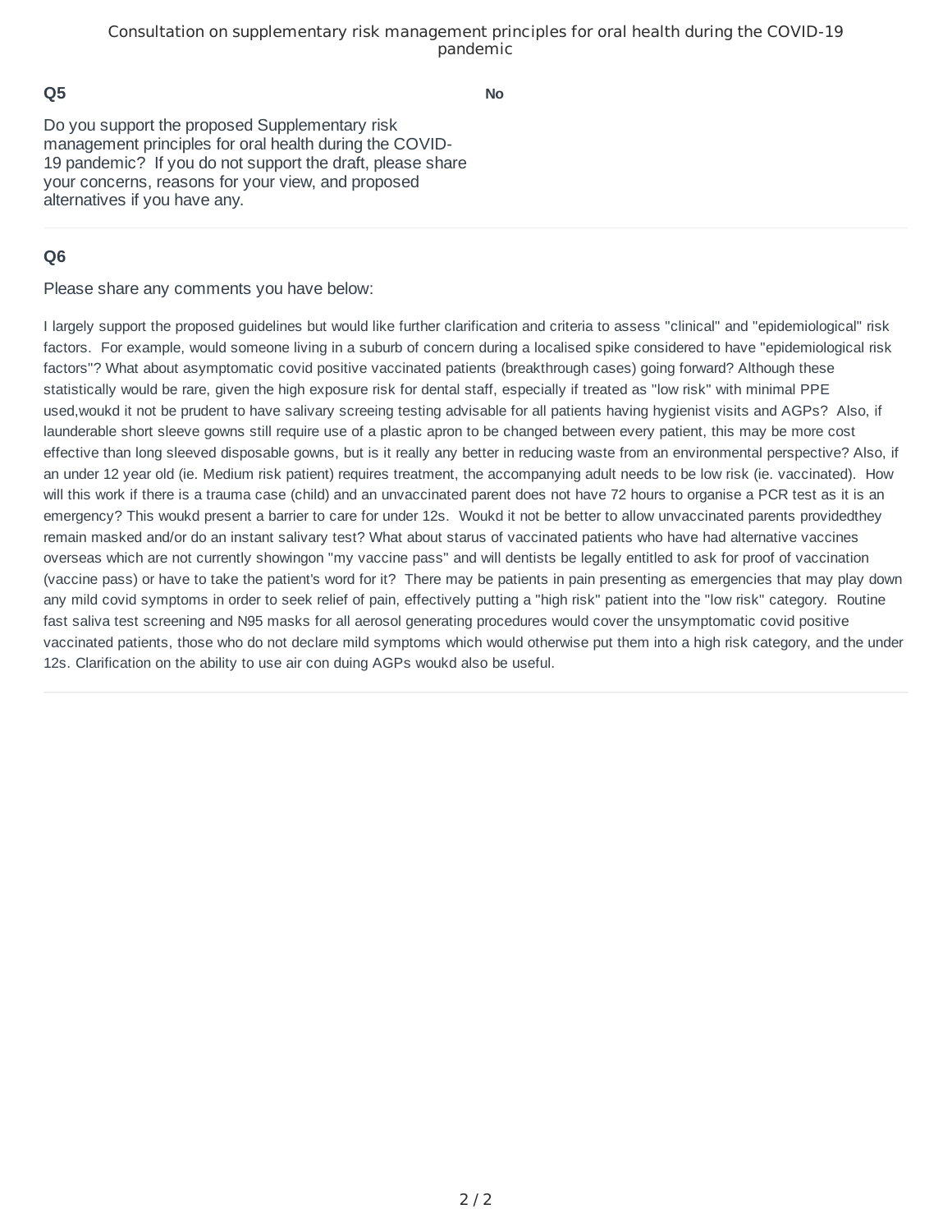## Q5

Do you support the proposed Supplementary risk management principles for oral health during the COVID-19 pandemic?  If you do not support the draft, please share your concerns, reasons for your view, and proposed alternatives if you have any.

**No**

## Q6

Please share any comments you have below:

I largely support the proposed guidelines but would like further clarification and criteria to assess "clinical" and "epidemiological" risk factors.  For example, would someone living in a suburb of concern during a localised spike considered to have "epidemiological risk factors"? What about asymptomatic covid positive vaccinated patients (breakthrough cases) going forward? Although these statistically would be rare, given the high exposure risk for dental staff, especially if treated as "low risk" with minimal PPE used,woukd it not be prudent to have salivary screeing testing advisable for all patients having hygienist visits and AGPs?  Also, if launderable short sleeve gowns still require use of a plastic apron to be changed between every patient, this may be more cost effective than long sleeved disposable gowns, but is it really any better in reducing waste from an environmental perspective? Also, if an under 12 year old (ie. Medium risk patient) requires treatment, the accompanying adult needs to be low risk (ie. vaccinated).  How will this work if there is a trauma case (child) and an unvaccinated parent does not have 72 hours to organise a PCR test as it is an emergency? This woukd present a barrier to care for under 12s.  Woukd it not be better to allow unvaccinated parents providedthey remain masked and/or do an instant salivary test? What about starus of vaccinated patients who have had alternative vaccines overseas which are not currently showingon "my vaccine pass" and will dentists be legally entitled to ask for proof of vaccination (vaccine pass) or have to take the patient's word for it?  There may be patients in pain presenting as emergencies that may play down any mild covid symptoms in order to seek relief of pain, effectively putting a "high risk" patient into the "low risk" category.  Routine fast saliva test screening and N95 masks for all aerosol generating procedures would cover the unsymptomatic covid positive vaccinated patients, those who do not declare mild symptoms which would otherwise put them into a high risk category, and the under 12s. Clarification on the ability to use air con duing AGPs woukd also be useful.